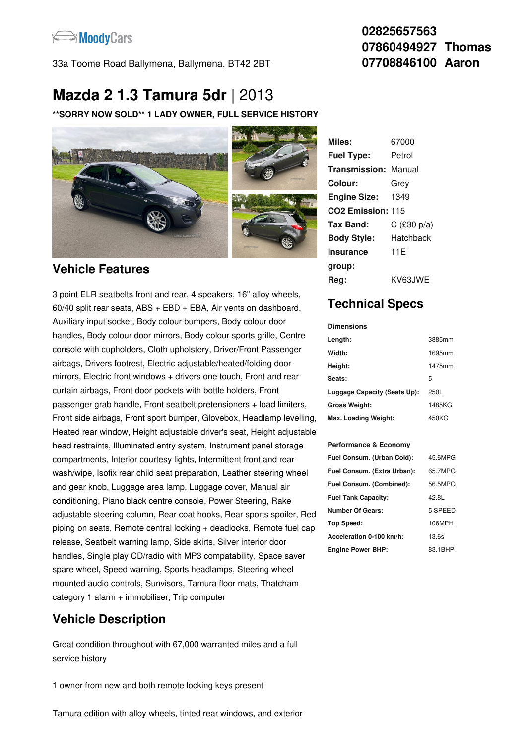MoodyCars

33a Toome Road Ballymena, Ballymena, BT42 2BT

**02825657563**
**07860494927 Thomas**
**07708846100 Aaron**

# Mazda 2 1.3 Tamura 5dr | 2013

**\*\*SORRY NOW SOLD\*\* 1 LADY OWNER, FULL SERVICE HISTORY**

| | |
|---|---|
| **Miles:** | 67000 |
| **Fuel Type:** | Petrol |
| **Transmission:** | Manual |
| **Colour:** | Grey |
| **Engine Size:** | 1349 |
| **CO2 Emission:** | 115 |
| **Tax Band:** | C (£30 p/a) |
| **Body Style:** | Hatchback |
| **Insurance group:** | 11E |
| **Reg:** | KV63JWE |

## Vehicle Features

3 point ELR seatbelts front and rear, 4 speakers, 16" alloy wheels, 60/40 split rear seats, ABS + EBD + EBA, Air vents on dashboard, Auxiliary input socket, Body colour bumpers, Body colour door handles, Body colour door mirrors, Body colour sports grille, Centre console with cupholders, Cloth upholstery, Driver/Front Passenger airbags, Drivers footrest, Electric adjustable/heated/folding door mirrors, Electric front windows + drivers one touch, Front and rear curtain airbags, Front door pockets with bottle holders, Front passenger grab handle, Front seatbelt pretensioners + load limiters, Front side airbags, Front sport bumper, Glovebox, Headlamp levelling, Heated rear window, Height adjustable driver's seat, Height adjustable head restraints, Illuminated entry system, Instrument panel storage compartments, Interior courtesy lights, Intermittent front and rear wash/wipe, Isofix rear child seat preparation, Leather steering wheel and gear knob, Luggage area lamp, Luggage cover, Manual air conditioning, Piano black centre console, Power Steering, Rake adjustable steering column, Rear coat hooks, Rear sports spoiler, Red piping on seats, Remote central locking + deadlocks, Remote fuel cap release, Seatbelt warning lamp, Side skirts, Silver interior door handles, Single play CD/radio with MP3 compatability, Space saver spare wheel, Speed warning, Sports headlamps, Steering wheel mounted audio controls, Sunvisors, Tamura floor mats, Thatcham category 1 alarm + immobiliser, Trip computer

## Technical Specs

**Dimensions**

| | |
|---|---|
| **Length:** | 3885mm |
| **Width:** | 1695mm |
| **Height:** | 1475mm |
| **Seats:** | 5 |
| **Luggage Capacity (Seats Up):** | 250L |
| **Gross Weight:** | 1485KG |
| **Max. Loading Weight:** | 450KG |

**Performance & Economy**

| | |
|---|---|
| **Fuel Consum. (Urban Cold):** | 45.6MPG |
| **Fuel Consum. (Extra Urban):** | 65.7MPG |
| **Fuel Consum. (Combined):** | 56.5MPG |
| **Fuel Tank Capacity:** | 42.8L |
| **Number Of Gears:** | 5 SPEED |
| **Top Speed:** | 106MPH |
| **Acceleration 0-100 km/h:** | 13.6s |
| **Engine Power BHP:** | 83.1BHP |

## Vehicle Description

Great condition throughout with 67,000 warranted miles and a full service history

1 owner from new and both remote locking keys present

Tamura edition with alloy wheels, tinted rear windows, and exterior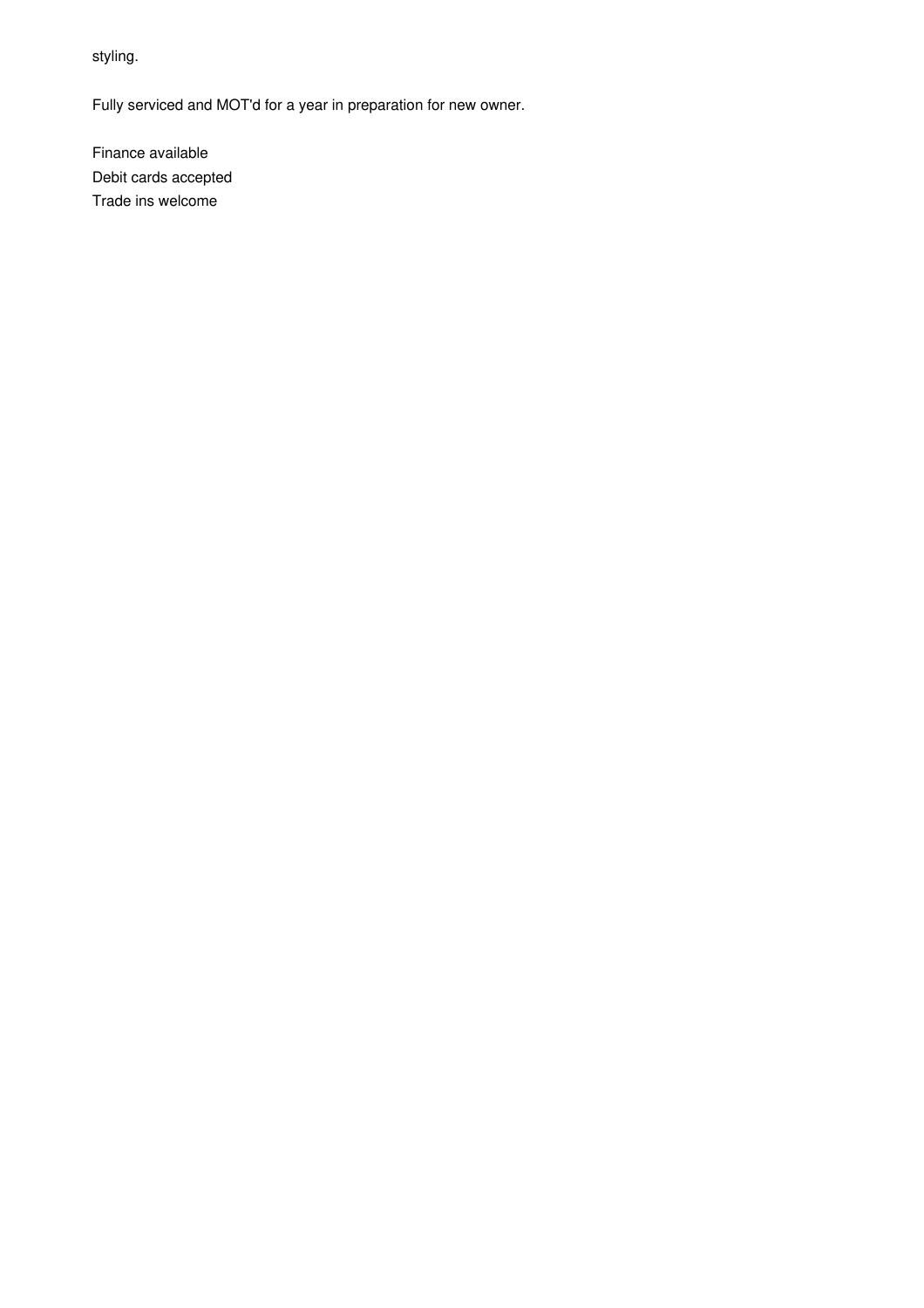styling.

Fully serviced and MOT'd for a year in preparation for new owner.

Finance available
Debit cards accepted
Trade ins welcome